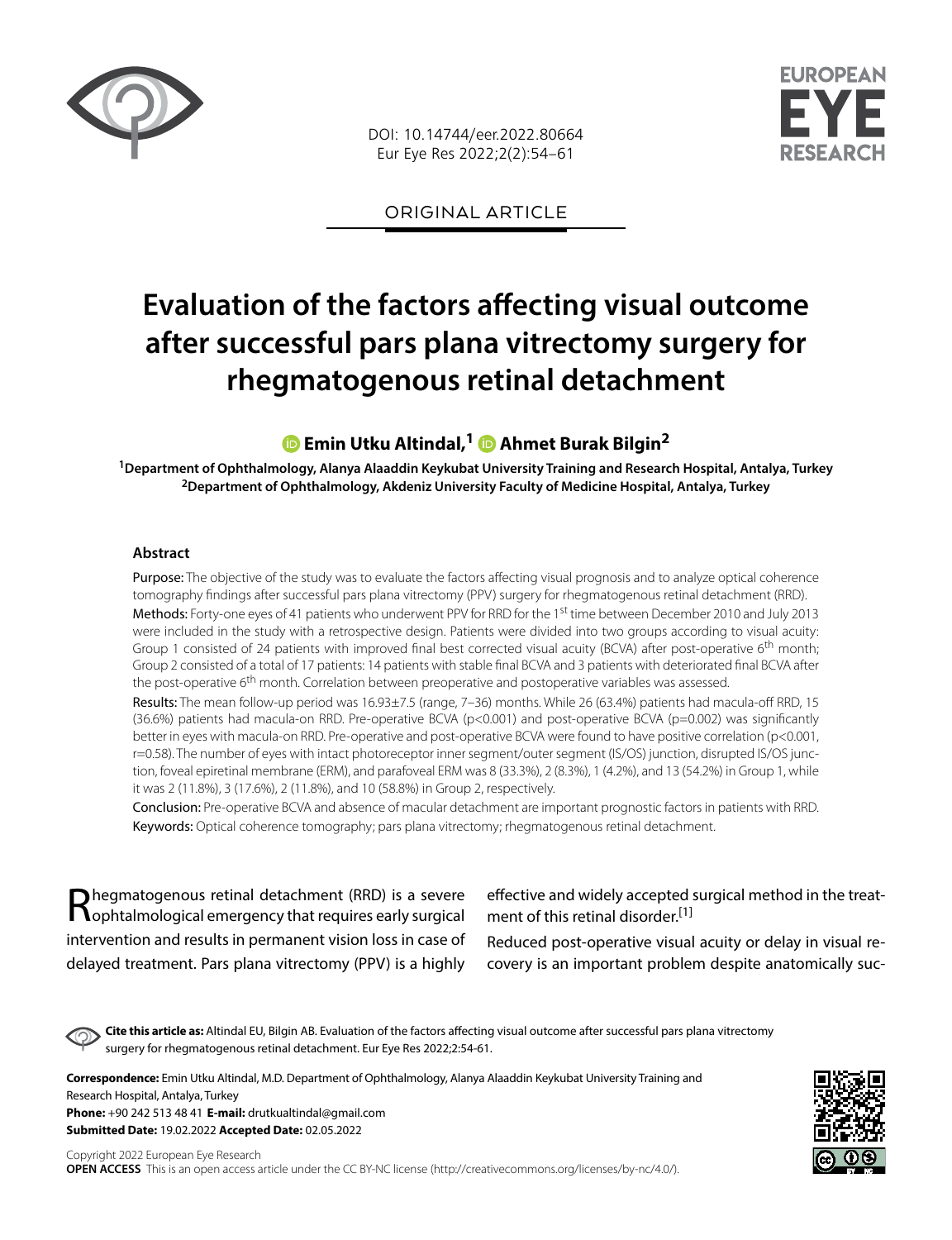ORIGINAL ARTICLE

# Evaluation of the factors affecting visual outcome after successful pars plana vitrectomy surgery for rhegmatogenous retinal detachment

**Emin Utku Altindal,[1] Ahmet Burak Bilgin[2]**

[1]Department of Ophthalmology, Alanya Alaaddin Keykubat University Training and Research Hospital, Antalya, Turkey
[2]Department of Ophthalmology, Akdeniz University Faculty of Medicine Hospital, Antalya, Turkey

### Abstract

**Purpose:** The objective of the study was to evaluate the factors affecting visual prognosis and to analyze optical coherence tomography findings after successful pars plana vitrectomy (PPV) surgery for rhegmatogenous retinal detachment (RRD).

**Methods:** Forty-one eyes of 41 patients who underwent PPV for RRD for the 1st time between December 2010 and July 2013 were included in the study with a retrospective design. Patients were divided into two groups according to visual acuity: Group 1 consisted of 24 patients with improved final best corrected visual acuity (BCVA) after post-operative 6th month; Group 2 consisted of a total of 17 patients: 14 patients with stable final BCVA and 3 patients with deteriorated final BCVA after the post-operative 6th month. Correlation between preoperative and postoperative variables was assessed.

**Results:** The mean follow-up period was 16.93±7.5 (range, 7–36) months. While 26 (63.4%) patients had macula-off RRD, 15 (36.6%) patients had macula-on RRD. Pre-operative BCVA ($p<0.001$) and post-operative BCVA ($p=0.002$) was significantly better in eyes with macula-on RRD. Pre-operative and post-operative BCVA were found to have positive correlation ($p<0.001$, $r=0.58$). The number of eyes with intact photoreceptor inner segment/outer segment (IS/OS) junction, disrupted IS/OS junction, foveal epiretinal membrane (ERM), and parafoveal ERM was 8 (33.3%), 2 (8.3%), 1 (4.2%), and 13 (54.2%) in Group 1, while it was 2 (11.8%), 3 (17.6%), 2 (11.8%), and 10 (58.8%) in Group 2, respectively.

**Conclusion:** Pre-operative BCVA and absence of macular detachment are important prognostic factors in patients with RRD.

**Keywords:** Optical coherence tomography; pars plana vitrectomy; rhegmatogenous retinal detachment.

Rhegmatogenous retinal detachment (RRD) is a severe ophtalmological emergency that requires early surgical intervention and results in permanent vision loss in case of delayed treatment. Pars plana vitrectomy (PPV) is a highly effective and widely accepted surgical method in the treatment of this retinal disorder.[1]

Reduced post-operative visual acuity or delay in visual recovery is an important problem despite anatomically suc-

**Cite this article as:** Altindal EU, Bilgin AB. Evaluation of the factors affecting visual outcome after successful pars plana vitrectomy surgery for rhegmatogenous retinal detachment. Eur Eye Res 2022;2:54-61.

**Correspondence:** Emin Utku Altindal, M.D. Department of Ophthalmology, Alanya Alaaddin Keykubat University Training and Research Hospital, Antalya, Turkey
**Phone:** +90 242 513 48 41 **E-mail:** drutkualtindal@gmail.com
**Submitted Date:** 19.02.2022 **Accepted Date:** 02.05.2022

Copyright 2022 European Eye Research
**OPEN ACCESS** This is an open access article under the CC BY-NC license (http://creativecommons.org/licenses/by-nc/4.0/).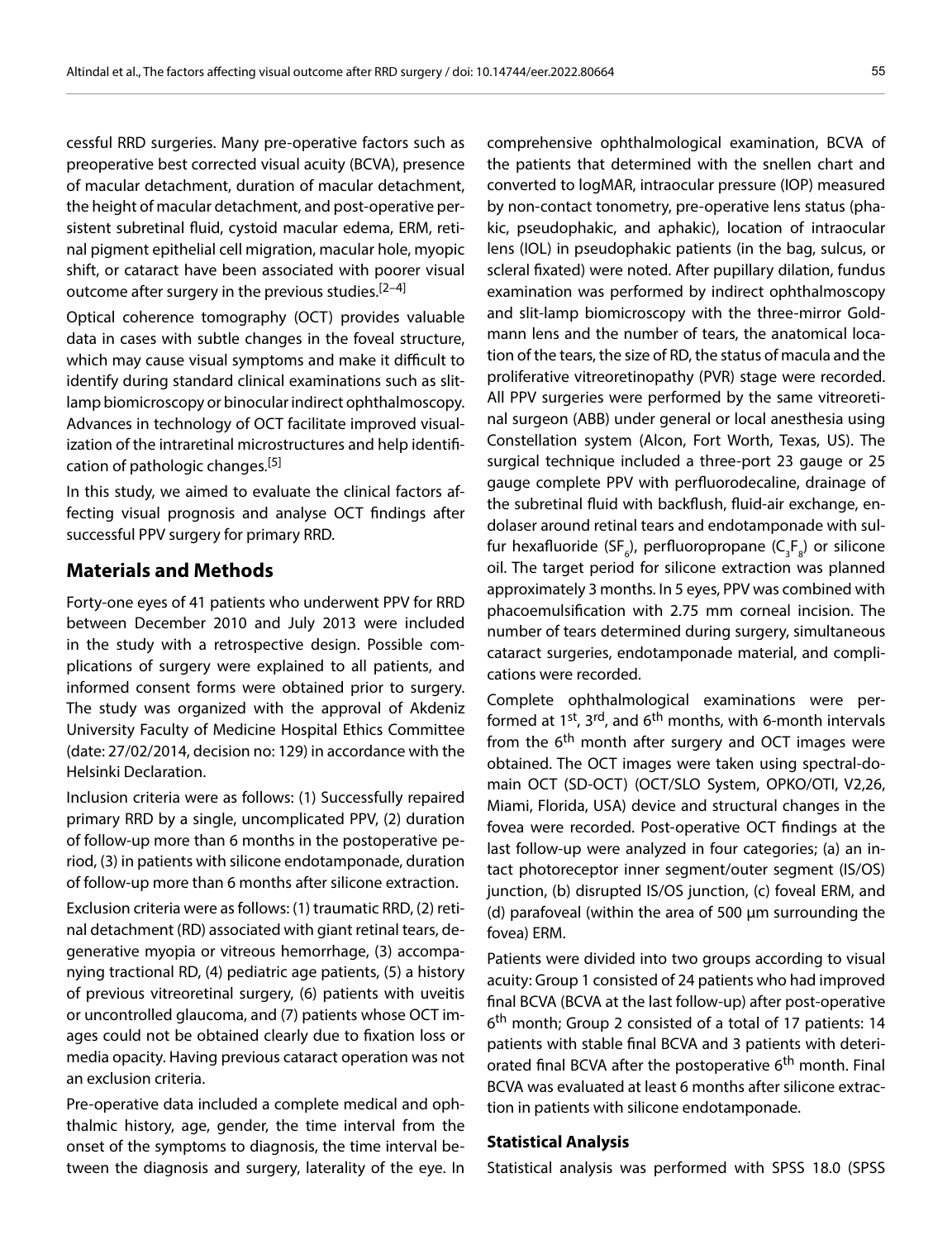cessful RRD surgeries. Many pre-operative factors such as preoperative best corrected visual acuity (BCVA), presence of macular detachment, duration of macular detachment, the height of macular detachment, and post-operative persistent subretinal fluid, cystoid macular edema, ERM, retinal pigment epithelial cell migration, macular hole, myopic shift, or cataract have been associated with poorer visual outcome after surgery in the previous studies.[2–4]

Optical coherence tomography (OCT) provides valuable data in cases with subtle changes in the foveal structure, which may cause visual symptoms and make it difficult to identify during standard clinical examinations such as slit-lamp biomicroscopy or binocular indirect ophthalmoscopy. Advances in technology of OCT facilitate improved visualization of the intraretinal microstructures and help identification of pathologic changes.[5]

In this study, we aimed to evaluate the clinical factors affecting visual prognosis and analyse OCT findings after successful PPV surgery for primary RRD.

## Materials and Methods

Forty-one eyes of 41 patients who underwent PPV for RRD between December 2010 and July 2013 were included in the study with a retrospective design. Possible complications of surgery were explained to all patients, and informed consent forms were obtained prior to surgery. The study was organized with the approval of Akdeniz University Faculty of Medicine Hospital Ethics Committee (date: 27/02/2014, decision no: 129) in accordance with the Helsinki Declaration.

Inclusion criteria were as follows: (1) Successfully repaired primary RRD by a single, uncomplicated PPV, (2) duration of follow-up more than 6 months in the postoperative period, (3) in patients with silicone endotamponade, duration of follow-up more than 6 months after silicone extraction.

Exclusion criteria were as follows: (1) traumatic RRD, (2) retinal detachment (RD) associated with giant retinal tears, degenerative myopia or vitreous hemorrhage, (3) accompanying tractional RD, (4) pediatric age patients, (5) a history of previous vitreoretinal surgery, (6) patients with uveitis or uncontrolled glaucoma, and (7) patients whose OCT images could not be obtained clearly due to fixation loss or media opacity. Having previous cataract operation was not an exclusion criteria.

Pre-operative data included a complete medical and ophthalmic history, age, gender, the time interval from the onset of the symptoms to diagnosis, the time interval between the diagnosis and surgery, laterality of the eye. In comprehensive ophthalmological examination, BCVA of the patients that determined with the snellen chart and converted to logMAR, intraocular pressure (IOP) measured by non-contact tonometry, pre-operative lens status (phakic, pseudophakic, and aphakic), location of intraocular lens (IOL) in pseudophakic patients (in the bag, sulcus, or scleral fixated) were noted. After pupillary dilation, fundus examination was performed by indirect ophthalmoscopy and slit-lamp biomicroscopy with the three-mirror Goldmann lens and the number of tears, the anatomical location of the tears, the size of RD, the status of macula and the proliferative vitreoretinopathy (PVR) stage were recorded. All PPV surgeries were performed by the same vitreoretinal surgeon (ABB) under general or local anesthesia using Constellation system (Alcon, Fort Worth, Texas, US). The surgical technique included a three-port 23 gauge or 25 gauge complete PPV with perfluorodecaline, drainage of the subretinal fluid with backflush, fluid-air exchange, endolaser around retinal tears and endotamponade with sulfur hexafluoride ($SF_6$), perfluoropropane ($C_3F_8$) or silicone oil. The target period for silicone extraction was planned approximately 3 months. In 5 eyes, PPV was combined with phacoemulsification with 2.75 mm corneal incision. The number of tears determined during surgery, simultaneous cataract surgeries, endotamponade material, and complications were recorded.

Complete ophthalmological examinations were performed at 1st, 3rd, and 6th months, with 6-month intervals from the 6th month after surgery and OCT images were obtained. The OCT images were taken using spectral-domain OCT (SD-OCT) (OCT/SLO System, OPKO/OTI, V2,26, Miami, Florida, USA) device and structural changes in the fovea were recorded. Post-operative OCT findings at the last follow-up were analyzed in four categories; (a) an intact photoreceptor inner segment/outer segment (IS/OS) junction, (b) disrupted IS/OS junction, (c) foveal ERM, and (d) parafoveal (within the area of 500 µm surrounding the fovea) ERM.

Patients were divided into two groups according to visual acuity: Group 1 consisted of 24 patients who had improved final BCVA (BCVA at the last follow-up) after post-operative 6th month; Group 2 consisted of a total of 17 patients: 14 patients with stable final BCVA and 3 patients with deteriorated final BCVA after the postoperative 6th month. Final BCVA was evaluated at least 6 months after silicone extraction in patients with silicone endotamponade.

### Statistical Analysis

Statistical analysis was performed with SPSS 18.0 (SPSS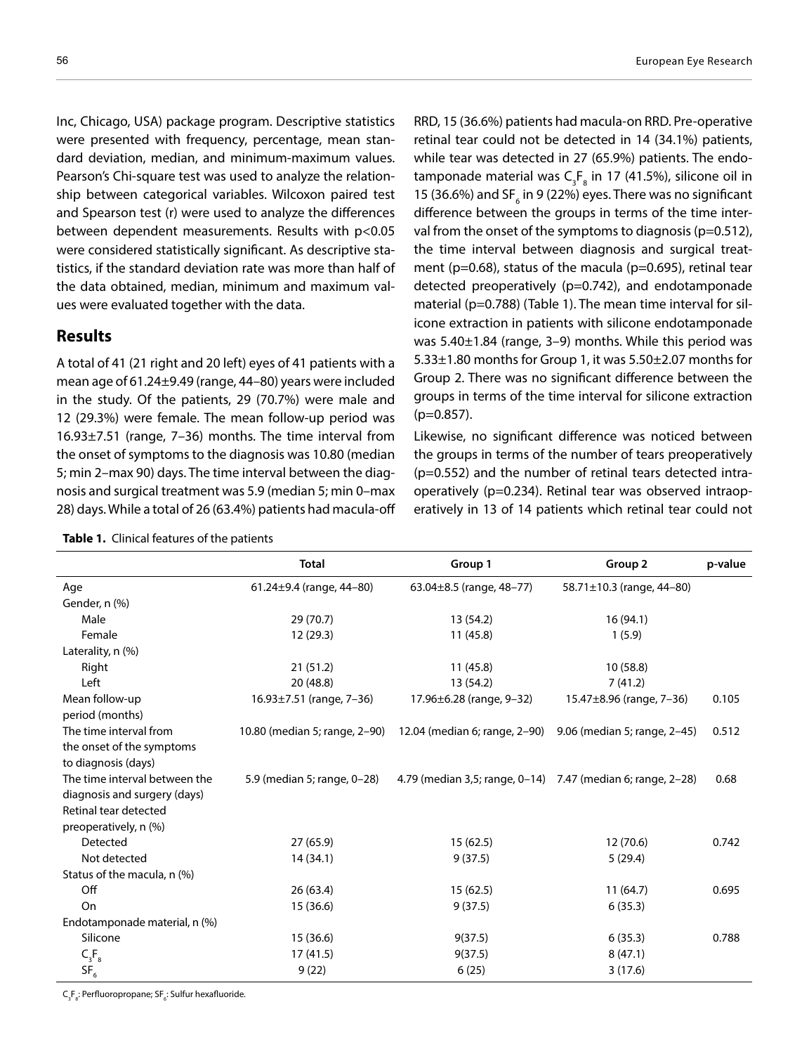Inc, Chicago, USA) package program. Descriptive statistics were presented with frequency, percentage, mean standard deviation, median, and minimum-maximum values. Pearson's Chi-square test was used to analyze the relationship between categorical variables. Wilcoxon paired test and Spearson test (r) were used to analyze the differences between dependent measurements. Results with $p<0.05$ were considered statistically significant. As descriptive statistics, if the standard deviation rate was more than half of the data obtained, median, minimum and maximum values were evaluated together with the data.

## Results

A total of 41 (21 right and 20 left) eyes of 41 patients with a mean age of 61.24±9.49 (range, 44–80) years were included in the study. Of the patients, 29 (70.7%) were male and 12 (29.3%) were female. The mean follow-up period was 16.93±7.51 (range, 7–36) months. The time interval from the onset of symptoms to the diagnosis was 10.80 (median 5; min 2–max 90) days. The time interval between the diagnosis and surgical treatment was 5.9 (median 5; min 0–max 28) days. While a total of 26 (63.4%) patients had macula-off RRD, 15 (36.6%) patients had macula-on RRD. Pre-operative retinal tear could not be detected in 14 (34.1%) patients, while tear was detected in 27 (65.9%) patients. The endotamponade material was $C_3F_8$ in 17 (41.5%), silicone oil in 15 (36.6%) and $SF_6$ in 9 (22%) eyes. There was no significant difference between the groups in terms of the time interval from the onset of the symptoms to diagnosis (p=0.512), the time interval between diagnosis and surgical treatment (p=0.68), status of the macula (p=0.695), retinal tear detected preoperatively (p=0.742), and endotamponade material (p=0.788) (Table 1). The mean time interval for silicone extraction in patients with silicone endotamponade was 5.40±1.84 (range, 3–9) months. While this period was 5.33±1.80 months for Group 1, it was 5.50±2.07 months for Group 2. There was no significant difference between the groups in terms of the time interval for silicone extraction (p=0.857).

Likewise, no significant difference was noticed between the groups in terms of the number of tears preoperatively (p=0.552) and the number of retinal tears detected intraoperatively (p=0.234). Retinal tear was observed intraoperatively in 13 of 14 patients which retinal tear could not

**Table 1.** Clinical features of the patients

| | Total | Group 1 | Group 2 | p-value |
|---|---|---|---|---|
| Age | 61.24±9.4 (range, 44–80) | 63.04±8.5 (range, 48–77) | 58.71±10.3 (range, 44–80) | |
| Gender, n (%) | | | | |
| Male | 29 (70.7) | 13 (54.2) | 16 (94.1) | |
| Female | 12 (29.3) | 11 (45.8) | 1 (5.9) | |
| Laterality, n (%) | | | | |
| Right | 21 (51.2) | 11 (45.8) | 10 (58.8) | |
| Left | 20 (48.8) | 13 (54.2) | 7 (41.2) | |
| Mean follow-up period (months) | 16.93±7.51 (range, 7–36) | 17.96±6.28 (range, 9–32) | 15.47±8.96 (range, 7–36) | 0.105 |
| The time interval from the onset of the symptoms to diagnosis (days) | 10.80 (median 5; range, 2–90) | 12.04 (median 6; range, 2–90) | 9.06 (median 5; range, 2–45) | 0.512 |
| The time interval between the diagnosis and surgery (days) | 5.9 (median 5; range, 0–28) | 4.79 (median 3,5; range, 0–14) | 7.47 (median 6; range, 2–28) | 0.68 |
| Retinal tear detected preoperatively, n (%) | | | | |
| Detected | 27 (65.9) | 15 (62.5) | 12 (70.6) | 0.742 |
| Not detected | 14 (34.1) | 9 (37.5) | 5 (29.4) | |
| Status of the macula, n (%) | | | | |
| Off | 26 (63.4) | 15 (62.5) | 11 (64.7) | 0.695 |
| On | 15 (36.6) | 9 (37.5) | 6 (35.3) | |
| Endotamponade material, n (%) | | | | |
| Silicone | 15 (36.6) | 9(37.5) | 6 (35.3) | 0.788 |
| $C_3F_8$ | 17 (41.5) | 9(37.5) | 8 (47.1) | |
| $SF_6$ | 9 (22) | 6 (25) | 3 (17.6) | |

$C_3F_8$: Perfluoropropane; $SF_6$: Sulfur hexafluoride.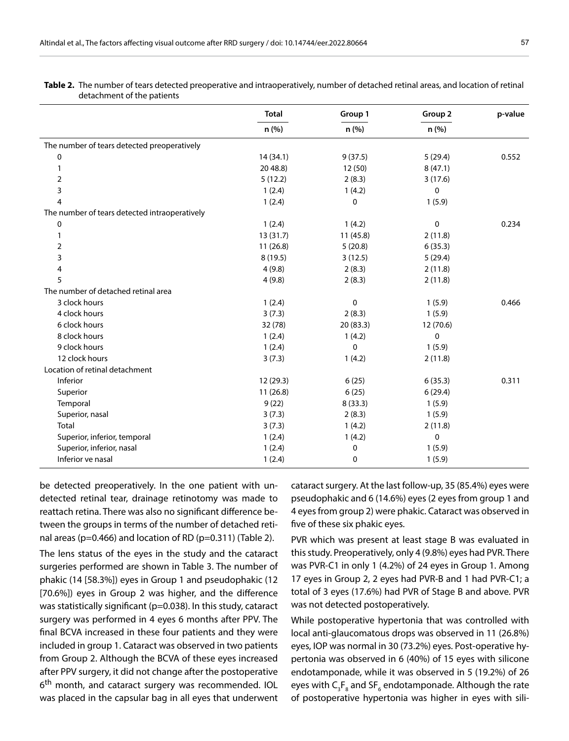**Table 2.** The number of tears detected preoperative and intraoperatively, number of detached retinal areas, and location of retinal detachment of the patients

| | Total | Group 1 | Group 2 | p-value |
|---|---|---|---|---|
| | n (%) | n (%) | n (%) | |
| The number of tears detected preoperatively | | | | |
| 0 | 14 (34.1) | 9 (37.5) | 5 (29.4) | 0.552 |
| 1 | 20 48.8) | 12 (50) | 8 (47.1) | |
| 2 | 5 (12.2) | 2 (8.3) | 3 (17.6) | |
| 3 | 1 (2.4) | 1 (4.2) | 0 | |
| 4 | 1 (2.4) | 0 | 1 (5.9) | |
| The number of tears detected intraoperatively | | | | |
| 0 | 1 (2.4) | 1 (4.2) | 0 | 0.234 |
| 1 | 13 (31.7) | 11 (45.8) | 2 (11.8) | |
| 2 | 11 (26.8) | 5 (20.8) | 6 (35.3) | |
| 3 | 8 (19.5) | 3 (12.5) | 5 (29.4) | |
| 4 | 4 (9.8) | 2 (8.3) | 2 (11.8) | |
| 5 | 4 (9.8) | 2 (8.3) | 2 (11.8) | |
| The number of detached retinal area | | | | |
| 3 clock hours | 1 (2.4) | 0 | 1 (5.9) | 0.466 |
| 4 clock hours | 3 (7.3) | 2 (8.3) | 1 (5.9) | |
| 6 clock hours | 32 (78) | 20 (83.3) | 12 (70.6) | |
| 8 clock hours | 1 (2.4) | 1 (4.2) | 0 | |
| 9 clock hours | 1 (2.4) | 0 | 1 (5.9) | |
| 12 clock hours | 3 (7.3) | 1 (4.2) | 2 (11.8) | |
| Location of retinal detachment | | | | |
| Inferior | 12 (29.3) | 6 (25) | 6 (35.3) | 0.311 |
| Superior | 11 (26.8) | 6 (25) | 6 (29.4) | |
| Temporal | 9 (22) | 8 (33.3) | 1 (5.9) | |
| Superior, nasal | 3 (7.3) | 2 (8.3) | 1 (5.9) | |
| Total | 3 (7.3) | 1 (4.2) | 2 (11.8) | |
| Superior, inferior, temporal | 1 (2.4) | 1 (4.2) | 0 | |
| Superior, inferior, nasal | 1 (2.4) | 0 | 1 (5.9) | |
| Inferior ve nasal | 1 (2.4) | 0 | 1 (5.9) | |

be detected preoperatively. In the one patient with undetected retinal tear, drainage retinotomy was made to reattach retina. There was also no significant difference between the groups in terms of the number of detached retinal areas (p=0.466) and location of RD (p=0.311) (Table 2).

The lens status of the eyes in the study and the cataract surgeries performed are shown in Table 3. The number of phakic (14 [58.3%]) eyes in Group 1 and pseudophakic (12 [70.6%]) eyes in Group 2 was higher, and the difference was statistically significant (p=0.038). In this study, cataract surgery was performed in 4 eyes 6 months after PPV. The final BCVA increased in these four patients and they were included in group 1. Cataract was observed in two patients from Group 2. Although the BCVA of these eyes increased after PPV surgery, it did not change after the postoperative 6th month, and cataract surgery was recommended. IOL was placed in the capsular bag in all eyes that underwent cataract surgery. At the last follow-up, 35 (85.4%) eyes were pseudophakic and 6 (14.6%) eyes (2 eyes from group 1 and 4 eyes from group 2) were phakic. Cataract was observed in five of these six phakic eyes.

PVR which was present at least stage B was evaluated in this study. Preoperatively, only 4 (9.8%) eyes had PVR. There was PVR-C1 in only 1 (4.2%) of 24 eyes in Group 1. Among 17 eyes in Group 2, 2 eyes had PVR-B and 1 had PVR-C1; a total of 3 eyes (17.6%) had PVR of Stage B and above. PVR was not detected postoperatively.

While postoperative hypertonia that was controlled with local anti-glaucomatous drops was observed in 11 (26.8%) eyes, IOP was normal in 30 (73.2%) eyes. Post-operative hypertonia was observed in 6 (40%) of 15 eyes with silicone endotamponade, while it was observed in 5 (19.2%) of 26 eyes with $C_3F_8$ and $SF_6$ endotamponade. Although the rate of postoperative hypertonia was higher in eyes with sili-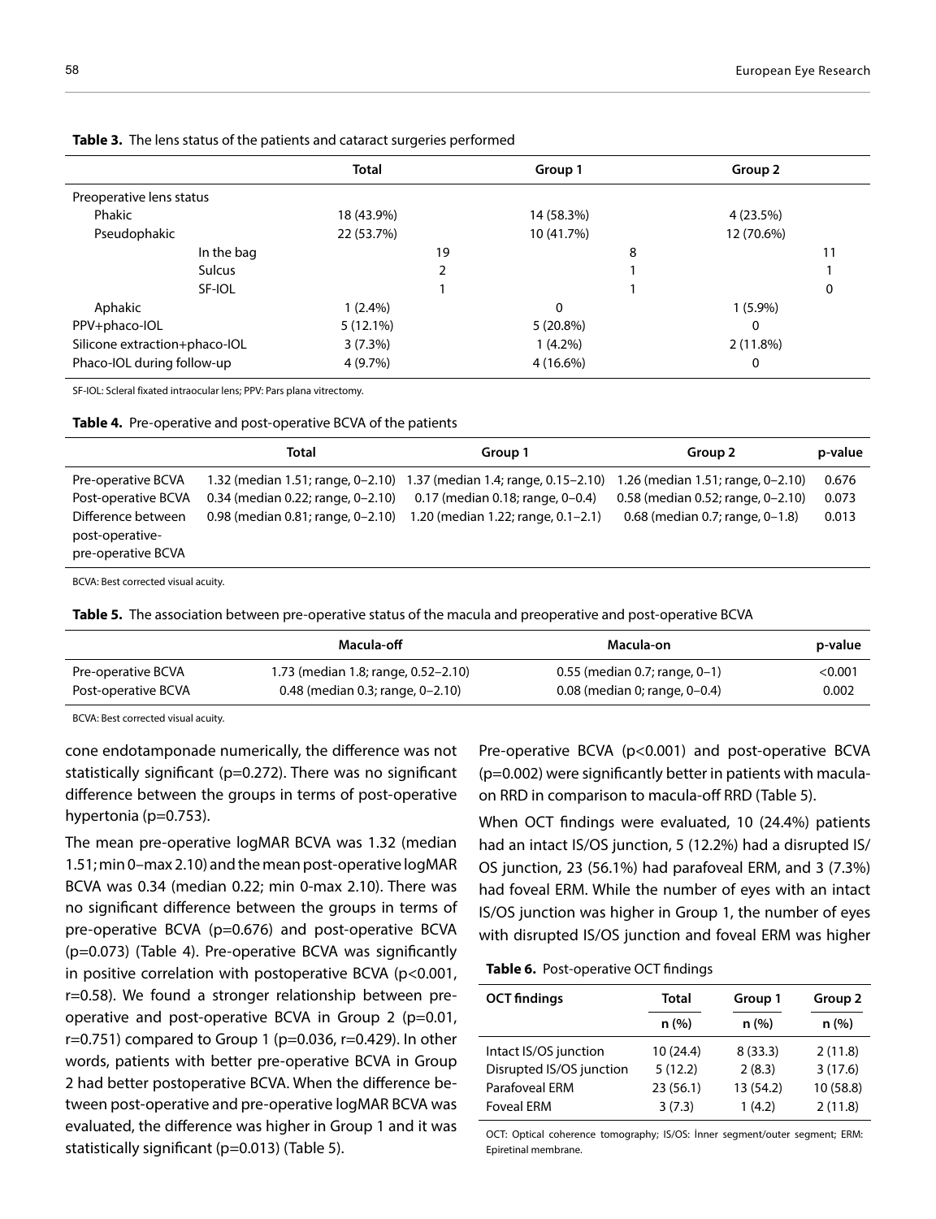**Table 3.** The lens status of the patients and cataract surgeries performed

| | Total | Group 1 | Group 2 |
|---|---|---|---|
| Preoperative lens status | | | |
| Phakic | 18 (43.9%) | 14 (58.3%) | 4 (23.5%) |
| Pseudophakic | 22 (53.7%) | 10 (41.7%) | 12 (70.6%) |
| In the bag | 19 | 8 | 11 |
| Sulcus | 2 | 1 | 1 |
| SF-IOL | 1 | 1 | 0 |
| Aphakic | 1 (2.4%) | 0 | 1 (5.9%) |
| PPV+phaco-IOL | 5 (12.1%) | 5 (20.8%) | 0 |
| Silicone extraction+phaco-IOL | 3 (7.3%) | 1 (4.2%) | 2 (11.8%) |
| Phaco-IOL during follow-up | 4 (9.7%) | 4 (16.6%) | 0 |

SF-IOL: Scleral fixated intraocular lens; PPV: Pars plana vitrectomy.

**Table 4.** Pre-operative and post-operative BCVA of the patients

| | Total | Group 1 | Group 2 | p-value |
|---|---|---|---|---|
| Pre-operative BCVA | 1.32 (median 1.51; range, 0–2.10) | 1.37 (median 1.4; range, 0.15–2.10) | 1.26 (median 1.51; range, 0–2.10) | 0.676 |
| Post-operative BCVA | 0.34 (median 0.22; range, 0–2.10) | 0.17 (median 0.18; range, 0–0.4) | 0.58 (median 0.52; range, 0–2.10) | 0.073 |
| Difference between post-operative-pre-operative BCVA | 0.98 (median 0.81; range, 0–2.10) | 1.20 (median 1.22; range, 0.1–2.1) | 0.68 (median 0.7; range, 0–1.8) | 0.013 |

BCVA: Best corrected visual acuity.

**Table 5.** The association between pre-operative status of the macula and preoperative and post-operative BCVA

| | Macula-off | Macula-on | p-value |
|---|---|---|---|
| Pre-operative BCVA | 1.73 (median 1.8; range, 0.52–2.10) | 0.55 (median 0.7; range, 0–1) | <0.001 |
| Post-operative BCVA | 0.48 (median 0.3; range, 0–2.10) | 0.08 (median 0; range, 0–0.4) | 0.002 |

BCVA: Best corrected visual acuity.

cone endotamponade numerically, the difference was not statistically significant (p=0.272). There was no significant difference between the groups in terms of post-operative hypertonia (p=0.753).

The mean pre-operative logMAR BCVA was 1.32 (median 1.51; min 0–max 2.10) and the mean post-operative logMAR BCVA was 0.34 (median 0.22; min 0-max 2.10). There was no significant difference between the groups in terms of pre-operative BCVA (p=0.676) and post-operative BCVA (p=0.073) (Table 4). Pre-operative BCVA was significantly in positive correlation with postoperative BCVA (p<0.001, r=0.58). We found a stronger relationship between pre-operative and post-operative BCVA in Group 2 (p=0.01, r=0.751) compared to Group 1 (p=0.036, r=0.429). In other words, patients with better pre-operative BCVA in Group 2 had better postoperative BCVA. When the difference between post-operative and pre-operative logMAR BCVA was evaluated, the difference was higher in Group 1 and it was statistically significant (p=0.013) (Table 5).

Pre-operative BCVA (p<0.001) and post-operative BCVA (p=0.002) were significantly better in patients with macula-on RRD in comparison to macula-off RRD (Table 5).

When OCT findings were evaluated, 10 (24.4%) patients had an intact IS/OS junction, 5 (12.2%) had a disrupted IS/OS junction, 23 (56.1%) had parafoveal ERM, and 3 (7.3%) had foveal ERM. While the number of eyes with an intact IS/OS junction was higher in Group 1, the number of eyes with disrupted IS/OS junction and foveal ERM was higher

**Table 6.** Post-operative OCT findings

| OCT findings | Total | Group 1 | Group 2 |
|---|---|---|---|
| | n (%) | n (%) | n (%) |
| Intact IS/OS junction | 10 (24.4) | 8 (33.3) | 2 (11.8) |
| Disrupted IS/OS junction | 5 (12.2) | 2 (8.3) | 3 (17.6) |
| Parafoveal ERM | 23 (56.1) | 13 (54.2) | 10 (58.8) |
| Foveal ERM | 3 (7.3) | 1 (4.2) | 2 (11.8) |

OCT: Optical coherence tomography; IS/OS: İnner segment/outer segment; ERM: Epiretinal membrane.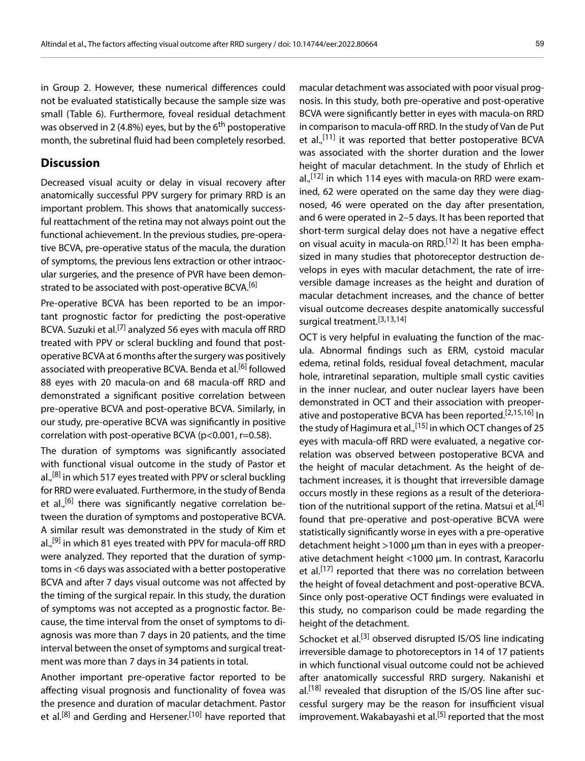in Group 2. However, these numerical differences could not be evaluated statistically because the sample size was small (Table 6). Furthermore, foveal residual detachment was observed in 2 (4.8%) eyes, but by the 6$^{th}$ postoperative month, the subretinal fluid had been completely resorbed.

## Discussion

Decreased visual acuity or delay in visual recovery after anatomically successful PPV surgery for primary RRD is an important problem. This shows that anatomically successful reattachment of the retina may not always point out the functional achievement. In the previous studies, pre-operative BCVA, pre-operative status of the macula, the duration of symptoms, the previous lens extraction or other intraocular surgeries, and the presence of PVR have been demonstrated to be associated with post-operative BCVA.[6]

Pre-operative BCVA has been reported to be an important prognostic factor for predicting the post-operative BCVA. Suzuki et al.[7] analyzed 56 eyes with macula off RRD treated with PPV or scleral buckling and found that post-operative BCVA at 6 months after the surgery was positively associated with preoperative BCVA. Benda et al.[6] followed 88 eyes with 20 macula-on and 68 macula-off RRD and demonstrated a significant positive correlation between pre-operative BCVA and post-operative BCVA. Similarly, in our study, pre-operative BCVA was significantly in positive correlation with post-operative BCVA ($p<0.001$, $r=0.58$).

The duration of symptoms was significantly associated with functional visual outcome in the study of Pastor et al.,[8] in which 517 eyes treated with PPV or scleral buckling for RRD were evaluated. Furthermore, in the study of Benda et al.,[6] there was significantly negative correlation between the duration of symptoms and postoperative BCVA. A similar result was demonstrated in the study of Kim et al.,[9] in which 81 eyes treated with PPV for macula-off RRD were analyzed. They reported that the duration of symptoms in <6 days was associated with a better postoperative BCVA and after 7 days visual outcome was not affected by the timing of the surgical repair. In this study, the duration of symptoms was not accepted as a prognostic factor. Because, the time interval from the onset of symptoms to diagnosis was more than 7 days in 20 patients, and the time interval between the onset of symptoms and surgical treatment was more than 7 days in 34 patients in total.

Another important pre-operative factor reported to be affecting visual prognosis and functionality of fovea was the presence and duration of macular detachment. Pastor et al.[8] and Gerding and Hersener.[10] have reported that macular detachment was associated with poor visual prognosis. In this study, both pre-operative and post-operative BCVA were significantly better in eyes with macula-on RRD in comparison to macula-off RRD. In the study of Van de Put et al.,[11] it was reported that better postoperative BCVA was associated with the shorter duration and the lower height of macular detachment. In the study of Ehrlich et al.,[12] in which 114 eyes with macula-on RRD were examined, 62 were operated on the same day they were diagnosed, 46 were operated on the day after presentation, and 6 were operated in 2–5 days. It has been reported that short-term surgical delay does not have a negative effect on visual acuity in macula-on RRD.[12] It has been emphasized in many studies that photoreceptor destruction develops in eyes with macular detachment, the rate of irreversible damage increases as the height and duration of macular detachment increases, and the chance of better visual outcome decreases despite anatomically successful surgical treatment.[3,13,14]

OCT is very helpful in evaluating the function of the macula. Abnormal findings such as ERM, cystoid macular edema, retinal folds, residual foveal detachment, macular hole, intraretinal separation, multiple small cystic cavities in the inner nuclear, and outer nuclear layers have been demonstrated in OCT and their association with preoperative and postoperative BCVA has been reported.[2,15,16] In the study of Hagimura et al.,[15] in which OCT changes of 25 eyes with macula-off RRD were evaluated, a negative correlation was observed between postoperative BCVA and the height of macular detachment. As the height of detachment increases, it is thought that irreversible damage occurs mostly in these regions as a result of the deterioration of the nutritional support of the retina. Matsui et al.[4] found that pre-operative and post-operative BCVA were statistically significantly worse in eyes with a pre-operative detachment height >1000 µm than in eyes with a preoperative detachment height <1000 µm. In contrast, Karacorlu et al.[17] reported that there was no correlation between the height of foveal detachment and post-operative BCVA. Since only post-operative OCT findings were evaluated in this study, no comparison could be made regarding the height of the detachment.

Schocket et al.[3] observed disrupted IS/OS line indicating irreversible damage to photoreceptors in 14 of 17 patients in which functional visual outcome could not be achieved after anatomically successful RRD surgery. Nakanishi et al.[18] revealed that disruption of the IS/OS line after successful surgery may be the reason for insufficient visual improvement. Wakabayashi et al.[5] reported that the most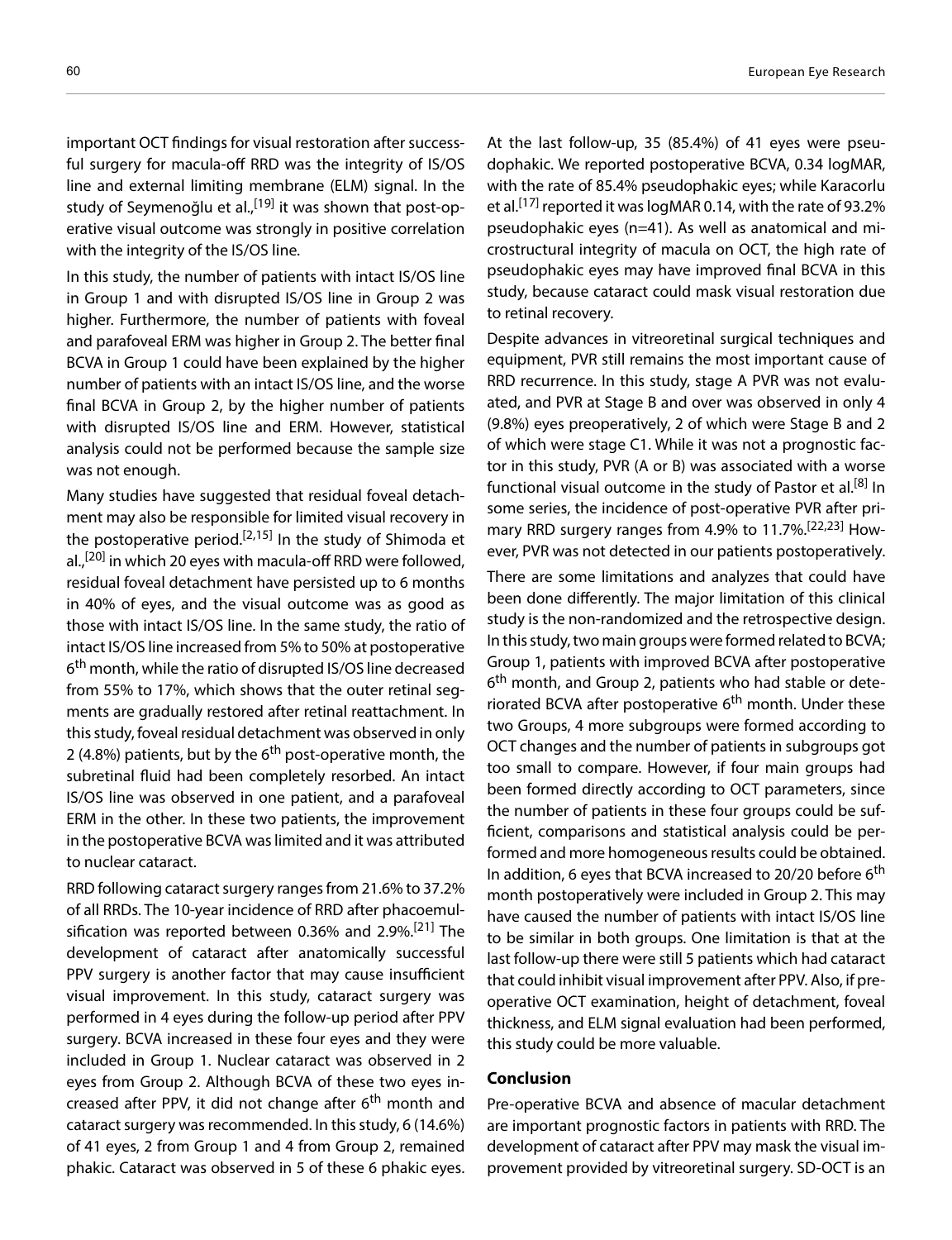important OCT findings for visual restoration after successful surgery for macula-off RRD was the integrity of IS/OS line and external limiting membrane (ELM) signal. In the study of Seymenoğlu et al.,[19] it was shown that post-operative visual outcome was strongly in positive correlation with the integrity of the IS/OS line.

In this study, the number of patients with intact IS/OS line in Group 1 and with disrupted IS/OS line in Group 2 was higher. Furthermore, the number of patients with foveal and parafoveal ERM was higher in Group 2. The better final BCVA in Group 1 could have been explained by the higher number of patients with an intact IS/OS line, and the worse final BCVA in Group 2, by the higher number of patients with disrupted IS/OS line and ERM. However, statistical analysis could not be performed because the sample size was not enough.

Many studies have suggested that residual foveal detachment may also be responsible for limited visual recovery in the postoperative period.[2,15] In the study of Shimoda et al.,[20] in which 20 eyes with macula-off RRD were followed, residual foveal detachment have persisted up to 6 months in 40% of eyes, and the visual outcome was as good as those with intact IS/OS line. In the same study, the ratio of intact IS/OS line increased from 5% to 50% at postoperative 6th month, while the ratio of disrupted IS/OS line decreased from 55% to 17%, which shows that the outer retinal segments are gradually restored after retinal reattachment. In this study, foveal residual detachment was observed in only 2 (4.8%) patients, but by the 6th post-operative month, the subretinal fluid had been completely resorbed. An intact IS/OS line was observed in one patient, and a parafoveal ERM in the other. In these two patients, the improvement in the postoperative BCVA was limited and it was attributed to nuclear cataract.

RRD following cataract surgery ranges from 21.6% to 37.2% of all RRDs. The 10-year incidence of RRD after phacoemulsification was reported between 0.36% and 2.9%.[21] The development of cataract after anatomically successful PPV surgery is another factor that may cause insufficient visual improvement. In this study, cataract surgery was performed in 4 eyes during the follow-up period after PPV surgery. BCVA increased in these four eyes and they were included in Group 1. Nuclear cataract was observed in 2 eyes from Group 2. Although BCVA of these two eyes increased after PPV, it did not change after 6th month and cataract surgery was recommended. In this study, 6 (14.6%) of 41 eyes, 2 from Group 1 and 4 from Group 2, remained phakic. Cataract was observed in 5 of these 6 phakic eyes. At the last follow-up, 35 (85.4%) of 41 eyes were pseudophakic. We reported postoperative BCVA, 0.34 logMAR, with the rate of 85.4% pseudophakic eyes; while Karacorlu et al.[17] reported it was logMAR 0.14, with the rate of 93.2% pseudophakic eyes (n=41). As well as anatomical and microstructural integrity of macula on OCT, the high rate of pseudophakic eyes may have improved final BCVA in this study, because cataract could mask visual restoration due to retinal recovery.

Despite advances in vitreoretinal surgical techniques and equipment, PVR still remains the most important cause of RRD recurrence. In this study, stage A PVR was not evaluated, and PVR at Stage B and over was observed in only 4 (9.8%) eyes preoperatively, 2 of which were Stage B and 2 of which were stage C1. While it was not a prognostic factor in this study, PVR (A or B) was associated with a worse functional visual outcome in the study of Pastor et al.[8] In some series, the incidence of post-operative PVR after primary RRD surgery ranges from 4.9% to 11.7%.[22,23] However, PVR was not detected in our patients postoperatively.

There are some limitations and analyzes that could have been done differently. The major limitation of this clinical study is the non-randomized and the retrospective design. In this study, two main groups were formed related to BCVA; Group 1, patients with improved BCVA after postoperative 6th month, and Group 2, patients who had stable or deteriorated BCVA after postoperative 6th month. Under these two Groups, 4 more subgroups were formed according to OCT changes and the number of patients in subgroups got too small to compare. However, if four main groups had been formed directly according to OCT parameters, since the number of patients in these four groups could be sufficient, comparisons and statistical analysis could be performed and more homogeneous results could be obtained. In addition, 6 eyes that BCVA increased to 20/20 before 6th month postoperatively were included in Group 2. This may have caused the number of patients with intact IS/OS line to be similar in both groups. One limitation is that at the last follow-up there were still 5 patients which had cataract that could inhibit visual improvement after PPV. Also, if preoperative OCT examination, height of detachment, foveal thickness, and ELM signal evaluation had been performed, this study could be more valuable.

## Conclusion

Pre-operative BCVA and absence of macular detachment are important prognostic factors in patients with RRD. The development of cataract after PPV may mask the visual improvement provided by vitreoretinal surgery. SD-OCT is an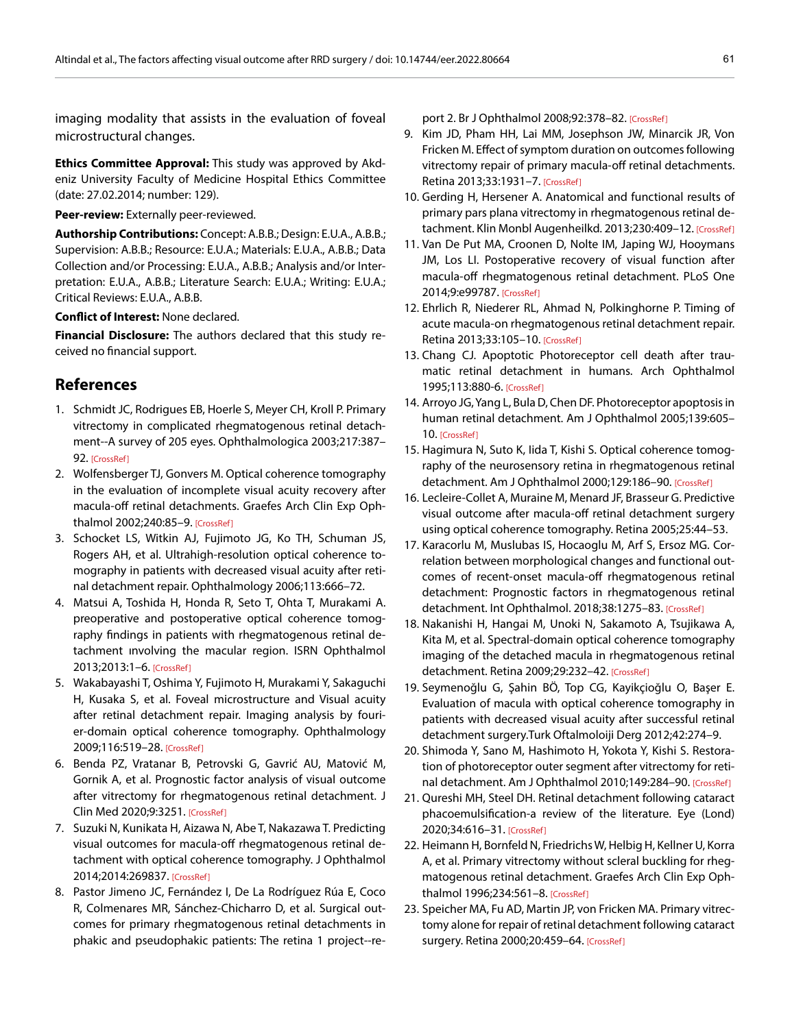imaging modality that assists in the evaluation of foveal microstructural changes.

**Ethics Committee Approval:** This study was approved by Akdeniz University Faculty of Medicine Hospital Ethics Committee (date: 27.02.2014; number: 129).

**Peer-review:** Externally peer-reviewed.

**Authorship Contributions:** Concept: A.B.B.; Design: E.U.A., A.B.B.; Supervision: A.B.B.; Resource: E.U.A.; Materials: E.U.A., A.B.B.; Data Collection and/or Processing: E.U.A., A.B.B.; Analysis and/or Interpretation: E.U.A., A.B.B.; Literature Search: E.U.A.; Writing: E.U.A.; Critical Reviews: E.U.A., A.B.B.

**Conflict of Interest:** None declared.

**Financial Disclosure:** The authors declared that this study received no financial support.

## References

1. Schmidt JC, Rodrigues EB, Hoerle S, Meyer CH, Kroll P. Primary vitrectomy in complicated rhegmatogenous retinal detachment--A survey of 205 eyes. Ophthalmologica 2003;217:387–92. [CrossRef]
2. Wolfensberger TJ, Gonvers M. Optical coherence tomography in the evaluation of incomplete visual acuity recovery after macula-off retinal detachments. Graefes Arch Clin Exp Ophthalmol 2002;240:85–9. [CrossRef]
3. Schocket LS, Witkin AJ, Fujimoto JG, Ko TH, Schuman JS, Rogers AH, et al. Ultrahigh-resolution optical coherence tomography in patients with decreased visual acuity after retinal detachment repair. Ophthalmology 2006;113:666–72.
4. Matsui A, Toshida H, Honda R, Seto T, Ohta T, Murakami A. preoperative and postoperative optical coherence tomography findings in patients with rhegmatogenous retinal detachment ınvolving the macular region. ISRN Ophthalmol 2013;2013:1–6. [CrossRef]
5. Wakabayashi T, Oshima Y, Fujimoto H, Murakami Y, Sakaguchi H, Kusaka S, et al. Foveal microstructure and Visual acuity after retinal detachment repair. Imaging analysis by fourier-domain optical coherence tomography. Ophthalmology 2009;116:519–28. [CrossRef]
6. Benda PZ, Vratanar B, Petrovski G, Gavrić AU, Matović M, Gornik A, et al. Prognostic factor analysis of visual outcome after vitrectomy for rhegmatogenous retinal detachment. J Clin Med 2020;9:3251. [CrossRef]
7. Suzuki N, Kunikata H, Aizawa N, Abe T, Nakazawa T. Predicting visual outcomes for macula-off rhegmatogenous retinal detachment with optical coherence tomography. J Ophthalmol 2014;2014:269837. [CrossRef]
8. Pastor Jimeno JC, Fernández I, De La Rodríguez Rúa E, Coco R, Colmenares MR, Sánchez-Chicharro D, et al. Surgical outcomes for primary rhegmatogenous retinal detachments in phakic and pseudophakic patients: The retina 1 project--report 2. Br J Ophthalmol 2008;92:378–82. [CrossRef]
9. Kim JD, Pham HH, Lai MM, Josephson JW, Minarcik JR, Von Fricken M. Effect of symptom duration on outcomes following vitrectomy repair of primary macula-off retinal detachments. Retina 2013;33:1931–7. [CrossRef]
10. Gerding H, Hersener A. Anatomical and functional results of primary pars plana vitrectomy in rhegmatogenous retinal detachment. Klin Monbl Augenheilkd. 2013;230:409–12. [CrossRef]
11. Van De Put MA, Croonen D, Nolte IM, Japing WJ, Hooymans JM, Los LI. Postoperative recovery of visual function after macula-off rhegmatogenous retinal detachment. PLoS One 2014;9:e99787. [CrossRef]
12. Ehrlich R, Niederer RL, Ahmad N, Polkinghorne P. Timing of acute macula-on rhegmatogenous retinal detachment repair. Retina 2013;33:105–10. [CrossRef]
13. Chang CJ. Apoptotic Photoreceptor cell death after traumatic retinal detachment in humans. Arch Ophthalmol 1995;113:880-6. [CrossRef]
14. Arroyo JG, Yang L, Bula D, Chen DF. Photoreceptor apoptosis in human retinal detachment. Am J Ophthalmol 2005;139:605–10. [CrossRef]
15. Hagimura N, Suto K, Iida T, Kishi S. Optical coherence tomography of the neurosensory retina in rhegmatogenous retinal detachment. Am J Ophthalmol 2000;129:186–90. [CrossRef]
16. Lecleire-Collet A, Muraine M, Menard JF, Brasseur G. Predictive visual outcome after macula-off retinal detachment surgery using optical coherence tomography. Retina 2005;25:44–53.
17. Karacorlu M, Muslubas IS, Hocaoglu M, Arf S, Ersoz MG. Correlation between morphological changes and functional outcomes of recent-onset macula-off rhegmatogenous retinal detachment: Prognostic factors in rhegmatogenous retinal detachment. Int Ophthalmol. 2018;38:1275–83. [CrossRef]
18. Nakanishi H, Hangai M, Unoki N, Sakamoto A, Tsujikawa A, Kita M, et al. Spectral-domain optical coherence tomography imaging of the detached macula in rhegmatogenous retinal detachment. Retina 2009;29:232–42. [CrossRef]
19. Seymenoğlu G, Şahin BÖ, Top CG, Kayikçioğlu O, Başer E. Evaluation of macula with optical coherence tomography in patients with decreased visual acuity after successful retinal detachment surgery.Turk Oftalmoloiji Derg 2012;42:274–9.
20. Shimoda Y, Sano M, Hashimoto H, Yokota Y, Kishi S. Restoration of photoreceptor outer segment after vitrectomy for retinal detachment. Am J Ophthalmol 2010;149:284–90. [CrossRef]
21. Qureshi MH, Steel DH. Retinal detachment following cataract phacoemulsification-a review of the literature. Eye (Lond) 2020;34:616–31. [CrossRef]
22. Heimann H, Bornfeld N, Friedrichs W, Helbig H, Kellner U, Korra A, et al. Primary vitrectomy without scleral buckling for rhegmatogenous retinal detachment. Graefes Arch Clin Exp Ophthalmol 1996;234:561–8. [CrossRef]
23. Speicher MA, Fu AD, Martin JP, von Fricken MA. Primary vitrectomy alone for repair of retinal detachment following cataract surgery. Retina 2000;20:459–64. [CrossRef]